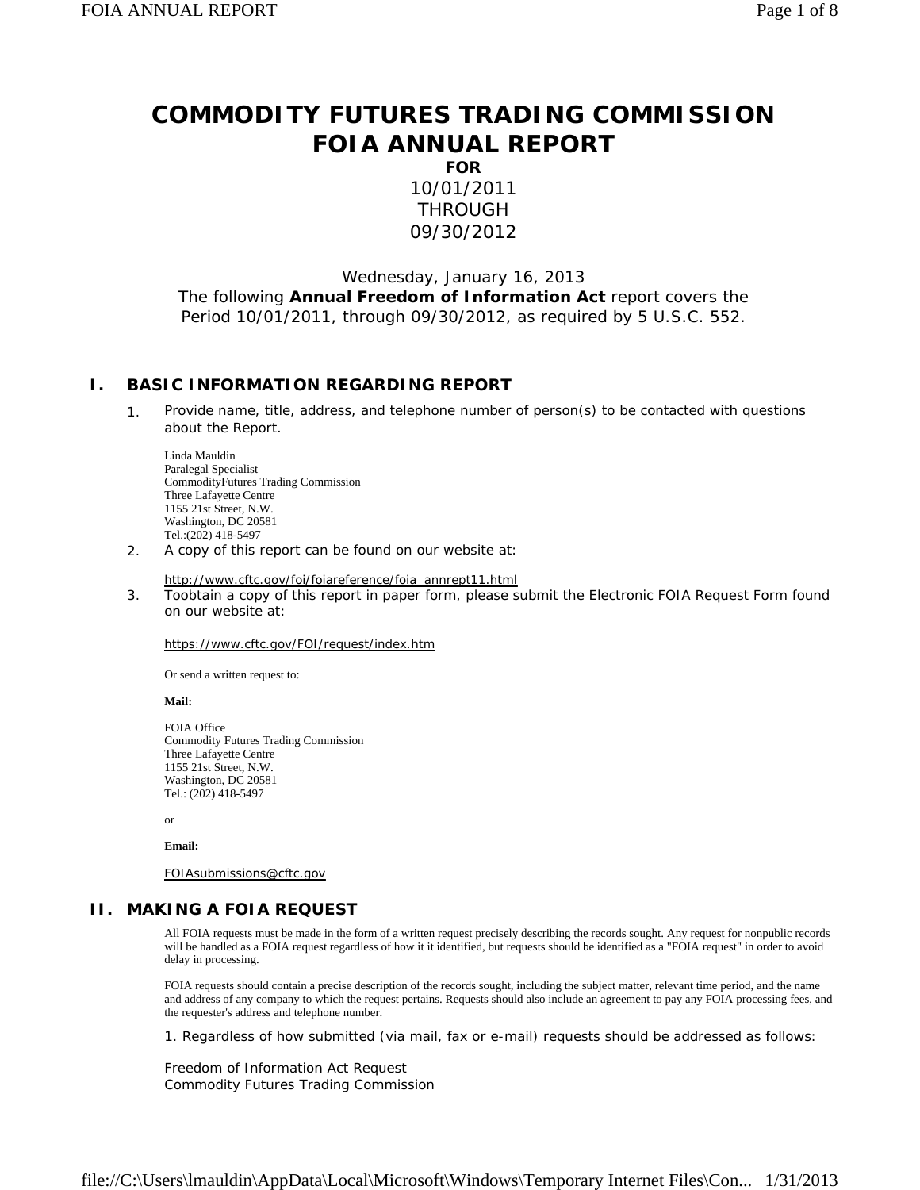# COMMODITY FUTURES TRADING COMMISSION FOIA ANNUAL REPORT

**FOR**

10/01/2011
THROUGH
09/30/2012

Wednesday, January 16, 2013

The following **Annual Freedom of Information Act** report covers the Period 10/01/2011, through 09/30/2012, as required by 5 U.S.C. 552.

## I. BASIC INFORMATION REGARDING REPORT

1. Provide name, title, address, and telephone number of person(s) to be contacted with questions about the Report.

   Linda Mauldin
   Paralegal Specialist
   CommodityFutures Trading Commission
   Three Lafayette Centre
   1155 21st Street, N.W.
   Washington, DC 20581
   Tel.:(202) 418-5497

2. A copy of this report can be found on our website at:

   http://www.cftc.gov/foi/foiareference/foia_annrept11.html

3. Toobtain a copy of this report in paper form, please submit the Electronic FOIA Request Form found on our website at:

   https://www.cftc.gov/FOI/request/index.htm

   Or send a written request to:

   **Mail:**

   FOIA Office
   Commodity Futures Trading Commission
   Three Lafayette Centre
   1155 21st Street, N.W.
   Washington, DC 20581
   Tel.: (202) 418-5497

   or

   **Email:**

   FOIAsubmissions@cftc.gov

## II. MAKING A FOIA REQUEST

All FOIA requests must be made in the form of a written request precisely describing the records sought. Any request for nonpublic records will be handled as a FOIA request regardless of how it it identified, but requests should be identified as a "FOIA request" in order to avoid delay in processing.

FOIA requests should contain a precise description of the records sought, including the subject matter, relevant time period, and the name and address of any company to which the request pertains. Requests should also include an agreement to pay any FOIA processing fees, and the requester's address and telephone number.

1. Regardless of how submitted (via mail, fax or e-mail) requests should be addressed as follows:

Freedom of Information Act Request
Commodity Futures Trading Commission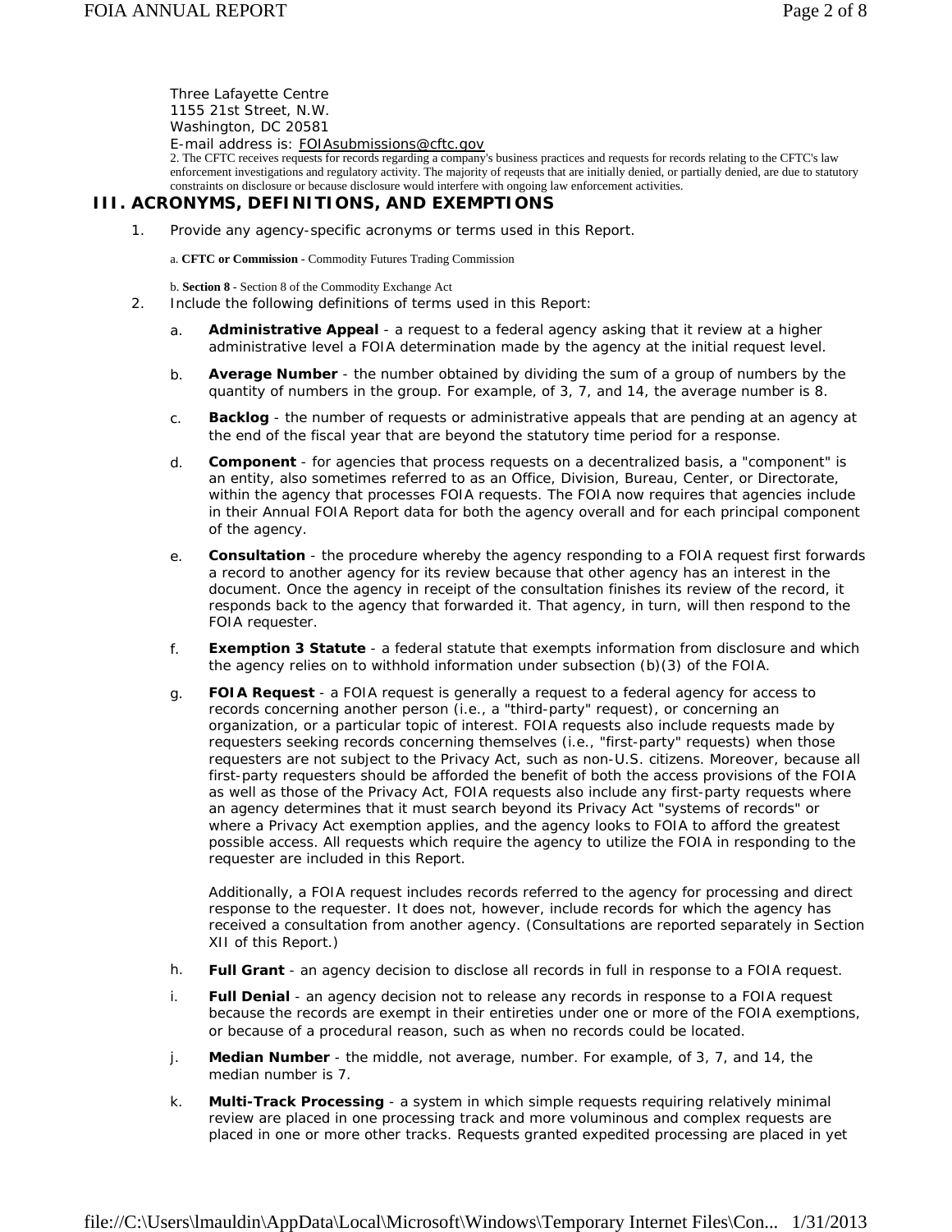Three Lafayette Centre
1155 21st Street, N.W.
Washington, DC 20581
E-mail address is: FOIAsubmissions@cftc.gov

2. The CFTC receives requests for records regarding a company's business practices and requests for records relating to the CFTC's law enforcement investigations and regulatory activity. The majority of reqeusts that are initially denied, or partially denied, are due to statutory constraints on disclosure or because disclosure would interfere with ongoing law enforcement activities.

## III. ACRONYMS, DEFINITIONS, AND EXEMPTIONS

1. Provide any agency-specific acronyms or terms used in this Report.

   a. **CFTC or Commission** - Commodity Futures Trading Commission

   b. **Section 8** - Section 8 of the Commodity Exchange Act

2. Include the following definitions of terms used in this Report:

   a. **Administrative Appeal** - a request to a federal agency asking that it review at a higher administrative level a FOIA determination made by the agency at the initial request level.

   b. **Average Number** - the number obtained by dividing the sum of a group of numbers by the quantity of numbers in the group. For example, of 3, 7, and 14, the average number is 8.

   c. **Backlog** - the number of requests or administrative appeals that are pending at an agency at the end of the fiscal year that are beyond the statutory time period for a response.

   d. **Component** - for agencies that process requests on a decentralized basis, a "component" is an entity, also sometimes referred to as an Office, Division, Bureau, Center, or Directorate, within the agency that processes FOIA requests. The FOIA now requires that agencies include in their Annual FOIA Report data for both the agency overall and for each principal component of the agency.

   e. **Consultation** - the procedure whereby the agency responding to a FOIA request first forwards a record to another agency for its review because that other agency has an interest in the document. Once the agency in receipt of the consultation finishes its review of the record, it responds back to the agency that forwarded it. That agency, in turn, will then respond to the FOIA requester.

   f. **Exemption 3 Statute** - a federal statute that exempts information from disclosure and which the agency relies on to withhold information under subsection (b)(3) of the FOIA.

   g. **FOIA Request** - a FOIA request is generally a request to a federal agency for access to records concerning another person (i.e., a "third-party" request), or concerning an organization, or a particular topic of interest. FOIA requests also include requests made by requesters seeking records concerning themselves (i.e., "first-party" requests) when those requesters are not subject to the Privacy Act, such as non-U.S. citizens. Moreover, because all first-party requesters should be afforded the benefit of both the access provisions of the FOIA as well as those of the Privacy Act, FOIA requests also include any first-party requests where an agency determines that it must search beyond its Privacy Act "systems of records" or where a Privacy Act exemption applies, and the agency looks to FOIA to afford the greatest possible access. All requests which require the agency to utilize the FOIA in responding to the requester are included in this Report.

      Additionally, a FOIA request includes records referred to the agency for processing and direct response to the requester. It does not, however, include records for which the agency has received a consultation from another agency. (Consultations are reported separately in Section XII of this Report.)

   h. **Full Grant** - an agency decision to disclose all records in full in response to a FOIA request.

   i. **Full Denial** - an agency decision not to release any records in response to a FOIA request because the records are exempt in their entireties under one or more of the FOIA exemptions, or because of a procedural reason, such as when no records could be located.

   j. **Median Number** - the middle, not average, number. For example, of 3, 7, and 14, the median number is 7.

   k. **Multi-Track Processing** - a system in which simple requests requiring relatively minimal review are placed in one processing track and more voluminous and complex requests are placed in one or more other tracks. Requests granted expedited processing are placed in yet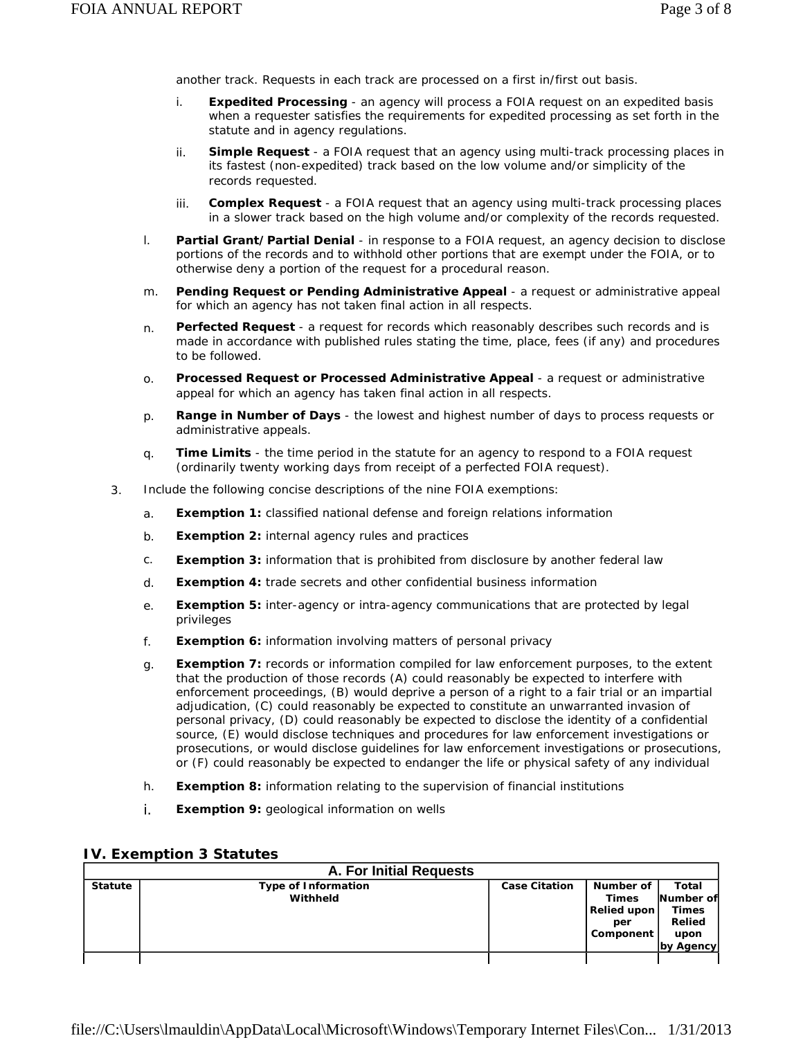another track. Requests in each track are processed on a first in/first out basis.

   i. **Expedited Processing** - an agency will process a FOIA request on an expedited basis when a requester satisfies the requirements for expedited processing as set forth in the statute and in agency regulations.

   ii. **Simple Request** - a FOIA request that an agency using multi-track processing places in its fastest (non-expedited) track based on the low volume and/or simplicity of the records requested.

   iii. **Complex Request** - a FOIA request that an agency using multi-track processing places in a slower track based on the high volume and/or complexity of the records requested.

l. **Partial Grant/Partial Denial** - in response to a FOIA request, an agency decision to disclose portions of the records and to withhold other portions that are exempt under the FOIA, or to otherwise deny a portion of the request for a procedural reason.

m. **Pending Request or Pending Administrative Appeal** - a request or administrative appeal for which an agency has not taken final action in all respects.

n. **Perfected Request** - a request for records which reasonably describes such records and is made in accordance with published rules stating the time, place, fees (if any) and procedures to be followed.

o. **Processed Request or Processed Administrative Appeal** - a request or administrative appeal for which an agency has taken final action in all respects.

p. **Range in Number of Days** - the lowest and highest number of days to process requests or administrative appeals.

q. **Time Limits** - the time period in the statute for an agency to respond to a FOIA request (ordinarily twenty working days from receipt of a perfected FOIA request).

3. Include the following concise descriptions of the nine FOIA exemptions:

   a. **Exemption 1:** classified national defense and foreign relations information

   b. **Exemption 2:** internal agency rules and practices

   c. **Exemption 3:** information that is prohibited from disclosure by another federal law

   d. **Exemption 4:** trade secrets and other confidential business information

   e. **Exemption 5:** inter-agency or intra-agency communications that are protected by legal privileges

   f. **Exemption 6:** information involving matters of personal privacy

   g. **Exemption 7:** records or information compiled for law enforcement purposes, to the extent that the production of those records (A) could reasonably be expected to interfere with enforcement proceedings, (B) would deprive a person of a right to a fair trial or an impartial adjudication, (C) could reasonably be expected to constitute an unwarranted invasion of personal privacy, (D) could reasonably be expected to disclose the identity of a confidential source, (E) would disclose techniques and procedures for law enforcement investigations or prosecutions, or would disclose guidelines for law enforcement investigations or prosecutions, or (F) could reasonably be expected to endanger the life or physical safety of any individual

   h. **Exemption 8:** information relating to the supervision of financial institutions

   i. **Exemption 9:** geological information on wells

## IV. Exemption 3 Statutes

| A. For Initial Requests | | | | |
|---|---|---|---|---|
| **Statute** | **Type of Information Withheld** | **Case Citation** | **Number of Times Relied upon per Component** | **Total Number of Times Relied upon by Agency** |
| | | | | |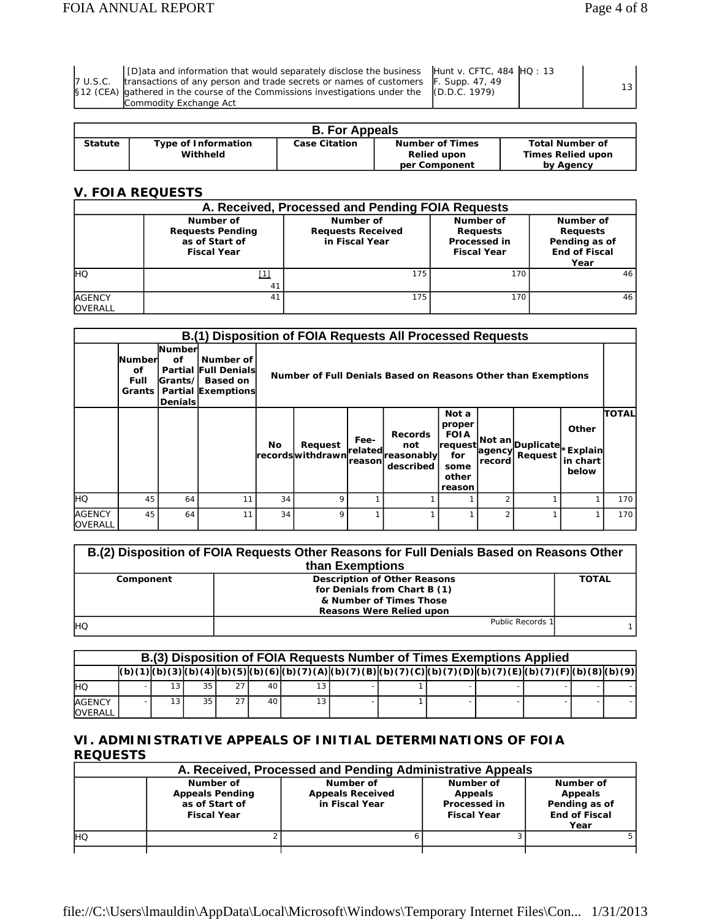| 7 U.S.C. §12 (CEA) | [D]ata and information that would separately disclose the business transactions of any person and trade secrets or names of customers gathered in the course of the Commissions investigations under the Commodity Exchange Act | Hunt v. CFTC, 484 F. Supp. 47, 49 (D.D.C. 1979) | HQ : 13 | 13 |
|---|---|---|---|---|

| B. For Appeals | | | | |
|---|---|---|---|---|
| Statute | Type of Information Withheld | Case Citation | Number of Times Relied upon per Component | Total Number of Times Relied upon by Agency |

## V. FOIA REQUESTS

| A. Received, Processed and Pending FOIA Requests | | | | |
|---|---|---|---|---|
| | Number of Requests Pending as of Start of Fiscal Year | Number of Requests Received in Fiscal Year | Number of Requests Processed in Fiscal Year | Number of Requests Pending as of End of Fiscal Year |
| HQ | [1] 41 | 175 | 170 | 46 |
| AGENCY OVERALL | 41 | 175 | 170 | 46 |

| B.(1) Disposition of FOIA Requests All Processed Requests | | | | | | | | | | | | | |
|---|---|---|---|---|---|---|---|---|---|---|---|---|---|
| | Number of Full Grants | Number of Partial Grants/ Partial Denials | Number of Full Denials Based on Exemptions | Number of Full Denials Based on Reasons Other than Exemptions | | | | | | | | | |
| | | | | No records | Request withdrawn | Fee-related reason | Records not reasonably described | Not a proper FOIA request for some other reason | Not an agency record | Duplicate Request | Other *Explain in chart below | TOTAL |
| HQ | 45 | 64 | 11 | 34 | 9 | 1 | 1 | 1 | 2 | 1 | 1 | 170 |
| AGENCY OVERALL | 45 | 64 | 11 | 34 | 9 | 1 | 1 | 1 | 2 | 1 | 1 | 170 |

| B.(2) Disposition of FOIA Requests Other Reasons for Full Denials Based on Reasons Other than Exemptions | | |
|---|---|---|
| Component | Description of Other Reasons for Denials from Chart B (1) & Number of Times Those Reasons Were Relied upon | TOTAL |
| HQ | Public Records 1 | 1 |

| B.(3) Disposition of FOIA Requests Number of Times Exemptions Applied | | | | | | | | | | | | | |
|---|---|---|---|---|---|---|---|---|---|---|---|---|---|
| | (b)(1) | (b)(3) | (b)(4) | (b)(5) | (b)(6) | (b)(7)(A) | (b)(7)(B) | (b)(7)(C) | (b)(7)(D) | (b)(7)(E) | (b)(7)(F) | (b)(8) | (b)(9) |
| HQ | - | 13 | 35 | 27 | 40 | 13 | - | 1 | - | - | - | - | - |
| AGENCY OVERALL | - | 13 | 35 | 27 | 40 | 13 | - | 1 | - | - | - | - | - |

## VI. ADMINISTRATIVE APPEALS OF INITIAL DETERMINATIONS OF FOIA REQUESTS

| A. Received, Processed and Pending Administrative Appeals | | | | |
|---|---|---|---|---|
| | Number of Appeals Pending as of Start of Fiscal Year | Number of Appeals Received in Fiscal Year | Number of Appeals Processed in Fiscal Year | Number of Appeals Pending as of End of Fiscal Year |
| HQ | 2 | 6 | 3 | 5 |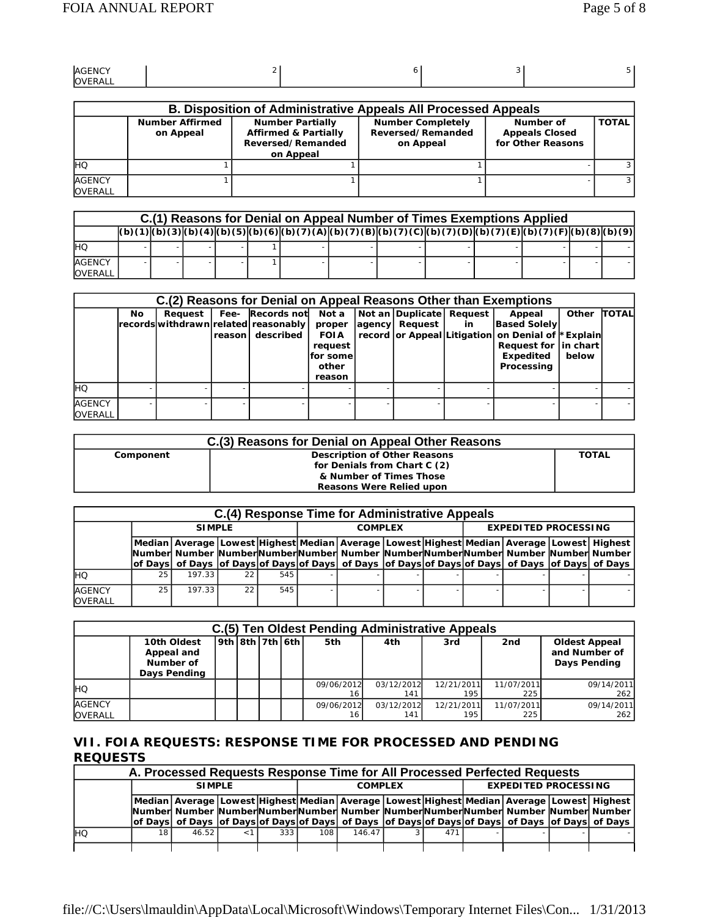| AGENCY OVERALL | 2 | 6 | 3 | 5 |
|---|---|---|---|---|

| B. Disposition of Administrative Appeals All Processed Appeals | | | | | |
|---|---|---|---|---|---|
| | Number Affirmed on Appeal | Number Partially Affirmed & Partially Reversed/Remanded on Appeal | Number Completely Reversed/Remanded on Appeal | Number of Appeals Closed for Other Reasons | TOTAL |
| HQ | 1 | 1 | 1 | - | 3 |
| AGENCY OVERALL | 1 | 1 | 1 | - | 3 |

| C.(1) Reasons for Denial on Appeal Number of Times Exemptions Applied | | | | | | | | | | | | | |
|---|---|---|---|---|---|---|---|---|---|---|---|---|---|
| | (b)(1) | (b)(3) | (b)(4) | (b)(5) | (b)(6) | (b)(7)(A) | (b)(7)(B) | (b)(7)(C) | (b)(7)(D) | (b)(7)(E) | (b)(7)(F) | (b)(8) | (b)(9) |
| HQ | - | - | - | - | 1 | - | - | - | - | - | - | - | - |
| AGENCY OVERALL | - | - | - | - | 1 | - | - | - | - | - | - | - | - |

| C.(2) Reasons for Denial on Appeal Reasons Other than Exemptions | | | | | | | | | | | |
|---|---|---|---|---|---|---|---|---|---|---|---|
| | No records | Request withdrawn | Fee-related reason | Records not reasonably described | Not a proper FOIA request for some other reason | Not an agency record | Duplicate Request or Appeal | Request in Litigation | Appeal Based Solely on Denial of Request for Expedited Processing | Other *Explain in chart below | TOTAL |
| HQ | - | - | - | - | - | - | - | - | - | - | - |
| AGENCY OVERALL | - | - | - | - | - | - | - | - | - | - | - |

| C.(3) Reasons for Denial on Appeal Other Reasons | | |
|---|---|---|
| Component | Description of Other Reasons for Denials from Chart C (2) & Number of Times Those Reasons Were Relied upon | TOTAL |

| C.(4) Response Time for Administrative Appeals | | | | | | | | | | | | |
|---|---|---|---|---|---|---|---|---|---|---|---|---|
| | SIMPLE | | | | COMPLEX | | | | EXPEDITED PROCESSING | | | |
| | Median Number of Days | Average Number of Days | Lowest Number of Days | Highest Number of Days | Median Number of Days | Average Number of Days | Lowest Number of Days | Highest Number of Days | Median Number of Days | Average Number of Days | Lowest Number of Days | Highest Number of Days |
| HQ | 25 | 197.33 | 22 | 545 | - | - | - | - | - | - | - | - |
| AGENCY OVERALL | 25 | 197.33 | 22 | 545 | - | - | - | - | - | - | - | - |

| C.(5) Ten Oldest Pending Administrative Appeals | | | | | | | | | | |
|---|---|---|---|---|---|---|---|---|---|---|
| | 10th Oldest Appeal and Number of Days Pending | 9th | 8th | 7th | 6th | 5th | 4th | 3rd | 2nd | Oldest Appeal and Number of Days Pending |
| HQ | | | | | | 09/06/2012 16 | 03/12/2012 141 | 12/21/2011 195 | 11/07/2011 225 | 09/14/2011 262 |
| AGENCY OVERALL | | | | | | 09/06/2012 16 | 03/12/2012 141 | 12/21/2011 195 | 11/07/2011 225 | 09/14/2011 262 |

## VII. FOIA REQUESTS: RESPONSE TIME FOR PROCESSED AND PENDING REQUESTS

| A. Processed Requests Response Time for All Processed Perfected Requests | | | | | | | | | | | | |
|---|---|---|---|---|---|---|---|---|---|---|---|---|
| | SIMPLE | | | | COMPLEX | | | | EXPEDITED PROCESSING | | | |
| | Median Number of Days | Average Number of Days | Lowest Number of Days | Highest Number of Days | Median Number of Days | Average Number of Days | Lowest Number of Days | Highest Number of Days | Median Number of Days | Average Number of Days | Lowest Number of Days | Highest Number of Days |
| HQ | 18 | 46.52 | <1 | 333 | 108 | 146.47 | 3 | 471 | - | - | - | - |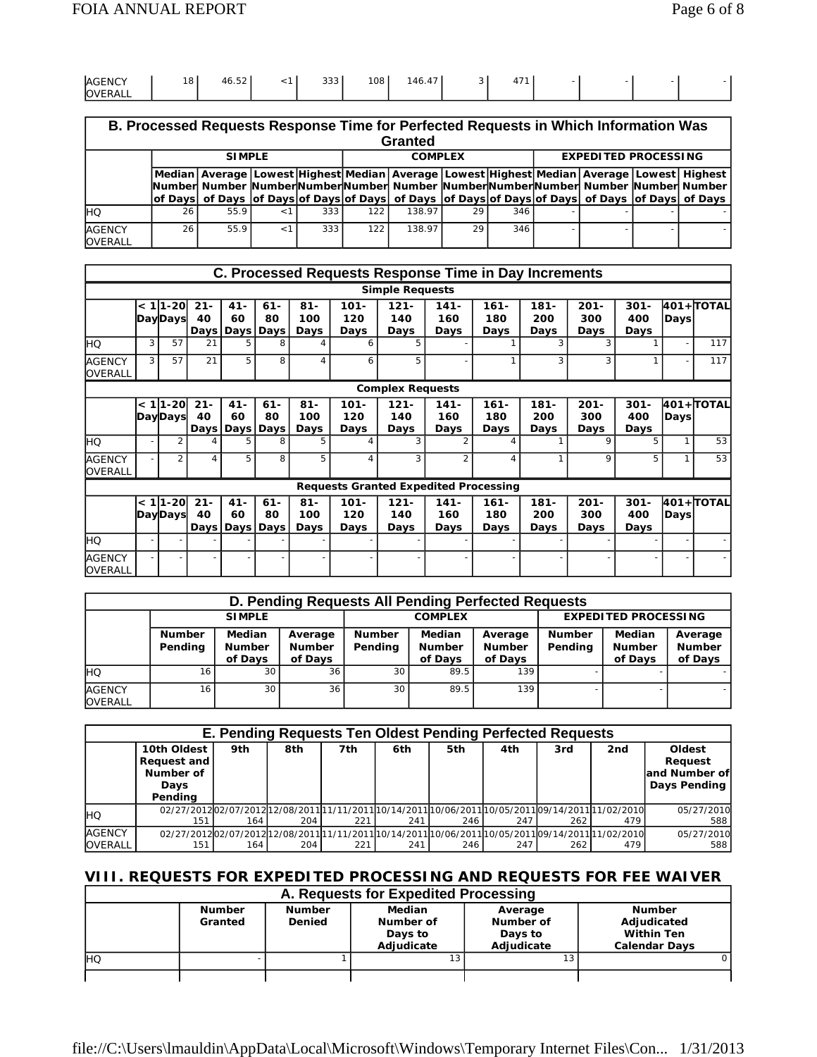| AGENCY OVERALL | 18 | 46.52 | <1 | 333 | 108 | 146.47 | 3 | 471 | - | - | - | - |
|---|---|---|---|---|---|---|---|---|---|---|---|---|

## B. Processed Requests Response Time for Perfected Requests in Which Information Was Granted

| | SIMPLE | | | | COMPLEX | | | | EXPEDITED PROCESSING | | | |
|---|---|---|---|---|---|---|---|---|---|---|---|---|
| | Median Number of Days | Average Number of Days | Lowest Number of Days | Highest Number of Days | Median Number of Days | Average Number of Days | Lowest Number of Days | Highest Number of Days | Median Number of Days | Average Number of Days | Lowest Number of Days | Highest Number of Days |
| HQ | 26 | 55.9 | <1 | 333 | 122 | 138.97 | 29 | 346 | - | - | - | - |
| AGENCY OVERALL | 26 | 55.9 | <1 | 333 | 122 | 138.97 | 29 | 346 | - | - | - | - |

## C. Processed Requests Response Time in Day Increments

**Simple Requests**

| | < 1 Day | 1-20 Days | 21-40 Days | 41-60 Days | 61-80 Days | 81-100 Days | 101-120 Days | 121-140 Days | 141-160 Days | 161-180 Days | 181-200 Days | 201-300 Days | 301-400 Days | 401+ Days | TOTAL |
|---|---|---|---|---|---|---|---|---|---|---|---|---|---|---|---|
| HQ | 3 | 57 | 21 | 5 | 8 | 4 | 6 | 5 | - | 1 | 3 | 3 | 1 | - | 117 |
| AGENCY OVERALL | 3 | 57 | 21 | 5 | 8 | 4 | 6 | 5 | - | 1 | 3 | 3 | 1 | - | 117 |

**Complex Requests**

| | < 1 Day | 1-20 Days | 21-40 Days | 41-60 Days | 61-80 Days | 81-100 Days | 101-120 Days | 121-140 Days | 141-160 Days | 161-180 Days | 181-200 Days | 201-300 Days | 301-400 Days | 401+ Days | TOTAL |
|---|---|---|---|---|---|---|---|---|---|---|---|---|---|---|---|
| HQ | - | 2 | 4 | 5 | 8 | 5 | 4 | 3 | 2 | 4 | 1 | 9 | 5 | 1 | 53 |
| AGENCY OVERALL | - | 2 | 4 | 5 | 8 | 5 | 4 | 3 | 2 | 4 | 1 | 9 | 5 | 1 | 53 |

**Requests Granted Expedited Processing**

| | < 1 Day | 1-20 Days | 21-40 Days | 41-60 Days | 61-80 Days | 81-100 Days | 101-120 Days | 121-140 Days | 141-160 Days | 161-180 Days | 181-200 Days | 201-300 Days | 301-400 Days | 401+ Days | TOTAL |
|---|---|---|---|---|---|---|---|---|---|---|---|---|---|---|---|
| HQ | - | - | - | - | - | - | - | - | - | - | - | - | - | - | - |
| AGENCY OVERALL | - | - | - | - | - | - | - | - | - | - | - | - | - | - | - |

## D. Pending Requests All Pending Perfected Requests

| | SIMPLE | | | COMPLEX | | | EXPEDITED PROCESSING | | |
|---|---|---|---|---|---|---|---|---|---|
| | Number Pending | Median Number of Days | Average Number of Days | Number Pending | Median Number of Days | Average Number of Days | Number Pending | Median Number of Days | Average Number of Days |
| HQ | 16 | 30 | 36 | 30 | 89.5 | 139 | - | - | - |
| AGENCY OVERALL | 16 | 30 | 36 | 30 | 89.5 | 139 | - | - | - |

## E. Pending Requests Ten Oldest Pending Perfected Requests

| | 10th Oldest Request and Number of Days Pending | 9th | 8th | 7th | 6th | 5th | 4th | 3rd | 2nd | Oldest Request and Number of Days Pending |
|---|---|---|---|---|---|---|---|---|---|---|
| HQ | 02/27/2012 151 | 02/07/2012 164 | 12/08/2011 204 | 11/11/2011 221 | 10/14/2011 241 | 10/06/2011 246 | 10/05/2011 247 | 09/14/2011 262 | 11/02/2010 479 | 05/27/2010 588 |
| AGENCY OVERALL | 02/27/2012 151 | 02/07/2012 164 | 12/08/2011 204 | 11/11/2011 221 | 10/14/2011 241 | 10/06/2011 246 | 10/05/2011 247 | 09/14/2011 262 | 11/02/2010 479 | 05/27/2010 588 |

# VIII. REQUESTS FOR EXPEDITED PROCESSING AND REQUESTS FOR FEE WAIVER

## A. Requests for Expedited Processing

| | Number Granted | Number Denied | Median Number of Days to Adjudicate | Average Number of Days to Adjudicate | Number Adjudicated Within Ten Calendar Days |
|---|---|---|---|---|---|
| HQ | - | 1 | 13 | 13 | 0 |
| | | | | | |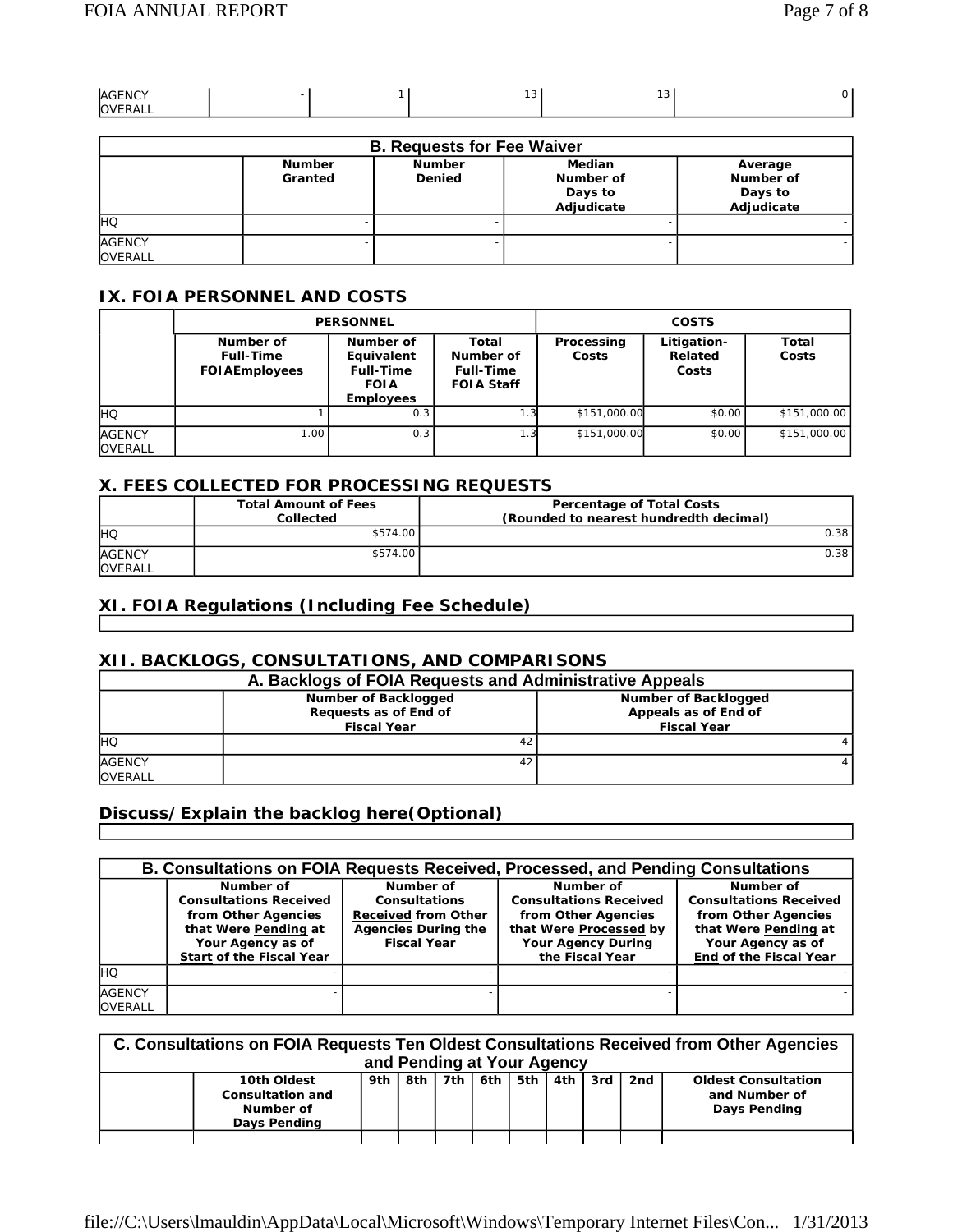| AGENCY OVERALL | - | 1 | 13 | 13 | 0 |
|---|---|---|---|---|---|

| B. Requests for Fee Waiver | | | | |
|---|---|---|---|---|
| | Number Granted | Number Denied | Median Number of Days to Adjudicate | Average Number of Days to Adjudicate |
| HQ | - | - | - | - |
| AGENCY OVERALL | - | - | - | - |

## IX. FOIA PERSONNEL AND COSTS

| | PERSONNEL | | | COSTS | | |
|---|---|---|---|---|---|---|
| | Number of Full-Time FOIAEmployees | Number of Equivalent Full-Time FOIA Employees | Total Number of Full-Time FOIA Staff | Processing Costs | Litigation-Related Costs | Total Costs |
| HQ | 1 | 0.3 | 1.3 | $151,000.00 | $0.00 | $151,000.00 |
| AGENCY OVERALL | 1.00 | 0.3 | 1.3 | $151,000.00 | $0.00 | $151,000.00 |

## X. FEES COLLECTED FOR PROCESSING REQUESTS

| | Total Amount of Fees Collected | Percentage of Total Costs (Rounded to nearest hundredth decimal) |
|---|---|---|
| HQ | $574.00 | 0.38 |
| AGENCY OVERALL | $574.00 | 0.38 |

## XI. FOIA Regulations (Including Fee Schedule)

## XII. BACKLOGS, CONSULTATIONS, AND COMPARISONS

| A. Backlogs of FOIA Requests and Administrative Appeals | | |
|---|---|---|
| | Number of Backlogged Requests as of End of Fiscal Year | Number of Backlogged Appeals as of End of Fiscal Year |
| HQ | 42 | 4 |
| AGENCY OVERALL | 42 | 4 |

## Discuss/Explain the backlog here(Optional)

| B. Consultations on FOIA Requests Received, Processed, and Pending Consultations | | | | |
|---|---|---|---|---|
| | Number of Consultations Received from Other Agencies that Were Pending at Your Agency as of Start of the Fiscal Year | Number of Consultations Received from Other Agencies During the Fiscal Year | Number of Consultations Received from Other Agencies that Were Processed by Your Agency During the Fiscal Year | Number of Consultations Received from Other Agencies that Were Pending at Your Agency as of End of the Fiscal Year |
| HQ | - | - | - | - |
| AGENCY OVERALL | - | - | - | - |

| C. Consultations on FOIA Requests Ten Oldest Consultations Received from Other Agencies and Pending at Your Agency | | | | | | | | | | |
|---|---|---|---|---|---|---|---|---|---|---|
| | 10th Oldest Consultation and Number of Days Pending | 9th | 8th | 7th | 6th | 5th | 4th | 3rd | 2nd | Oldest Consultation and Number of Days Pending |
| | | | | | | | | | | |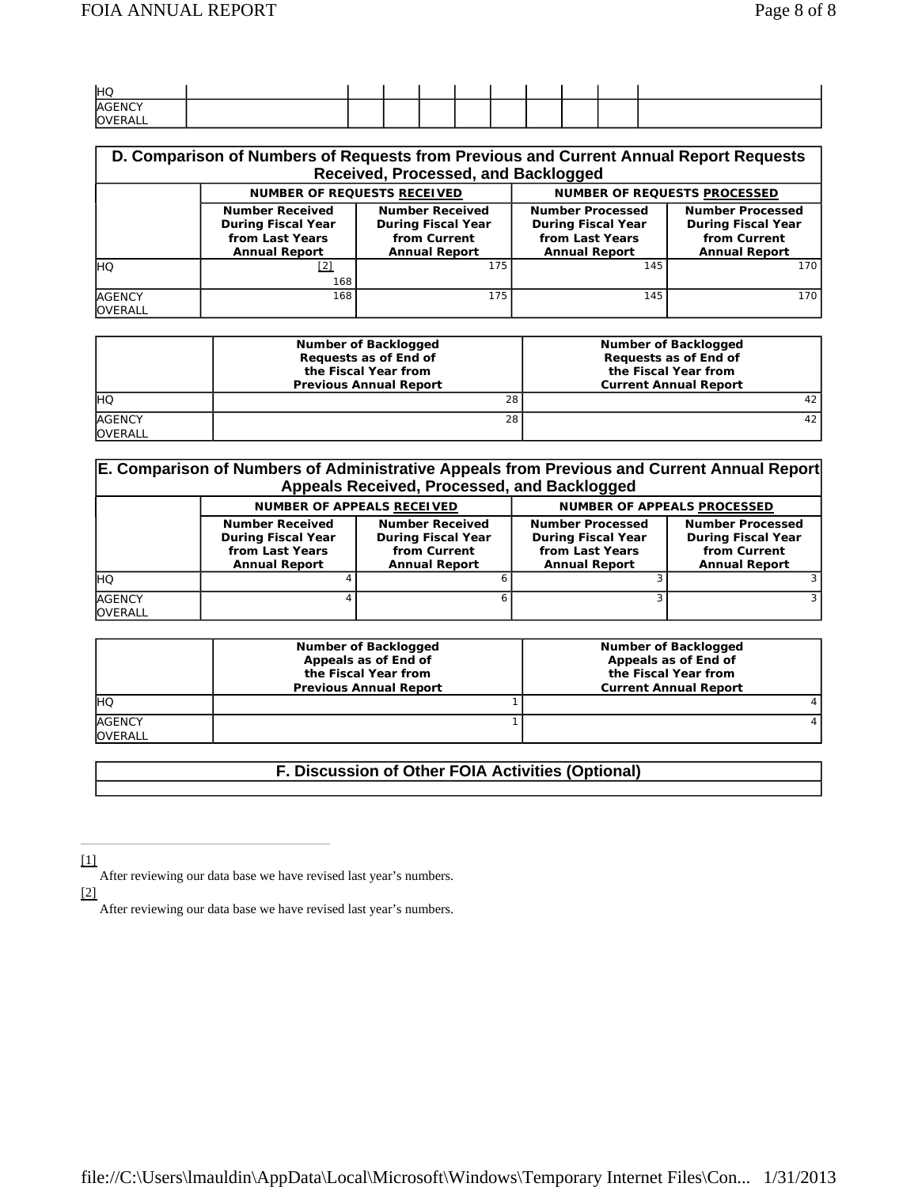| | | | | | | | | | | |
|---|---|---|---|---|---|---|---|---|---|---|
| HQ | | | | | | | | | | |
| AGENCY OVERALL | | | | | | | | | | |

## D. Comparison of Numbers of Requests from Previous and Current Annual Report Requests Received, Processed, and Backlogged

| | NUMBER OF REQUESTS RECEIVED | | NUMBER OF REQUESTS PROCESSED | |
|---|---|---|---|---|
| | Number Received During Fiscal Year from Last Years Annual Report | Number Received During Fiscal Year from Current Annual Report | Number Processed During Fiscal Year from Last Years Annual Report | Number Processed During Fiscal Year from Current Annual Report |
| HQ | [2] 168 | 175 | 145 | 170 |
| AGENCY OVERALL | 168 | 175 | 145 | 170 |

| | Number of Backlogged Requests as of End of the Fiscal Year from Previous Annual Report | Number of Backlogged Requests as of End of the Fiscal Year from Current Annual Report |
|---|---|---|
| HQ | 28 | 42 |
| AGENCY OVERALL | 28 | 42 |

## E. Comparison of Numbers of Administrative Appeals from Previous and Current Annual Report Appeals Received, Processed, and Backlogged

| | NUMBER OF APPEALS RECEIVED | | NUMBER OF APPEALS PROCESSED | |
|---|---|---|---|---|
| | Number Received During Fiscal Year from Last Years Annual Report | Number Received During Fiscal Year from Current Annual Report | Number Processed During Fiscal Year from Last Years Annual Report | Number Processed During Fiscal Year from Current Annual Report |
| HQ | 4 | 6 | 3 | 3 |
| AGENCY OVERALL | 4 | 6 | 3 | 3 |

| | Number of Backlogged Appeals as of End of the Fiscal Year from Previous Annual Report | Number of Backlogged Appeals as of End of the Fiscal Year from Current Annual Report |
|---|---|---|
| HQ | 1 | 4 |
| AGENCY OVERALL | 1 | 4 |

## F. Discussion of Other FOIA Activities (Optional)

---

[1] After reviewing our data base we have revised last year's numbers.

[2] After reviewing our data base we have revised last year's numbers.